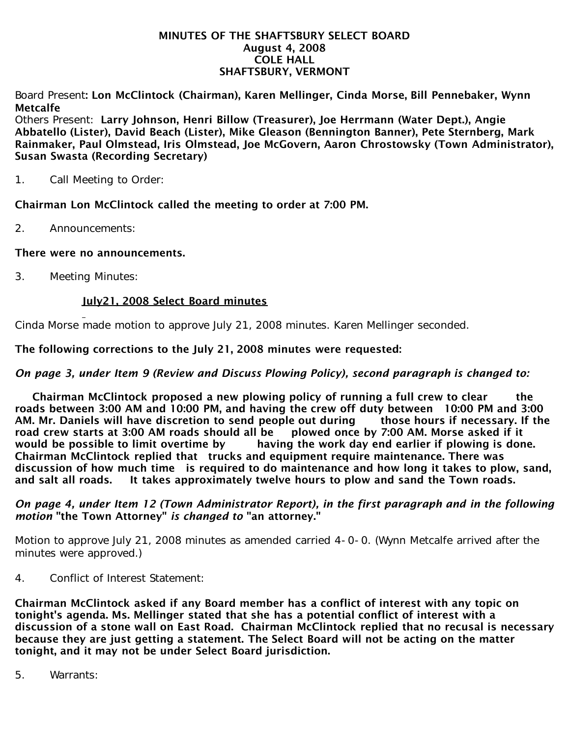**MINUTES OF THE SHAFTSBURY SELECT BOARD**
**August 4, 2008**
**COLE HALL**
**SHAFTSBURY, VERMONT**

Board Present: **Lon McClintock (Chairman), Karen Mellinger, Cinda Morse, Bill Pennebaker, Wynn Metcalfe**
Others Present: **Larry Johnson, Henri Billow (Treasurer), Joe Herrmann (Water Dept.), Angie Abbatello (Lister), David Beach (Lister), Mike Gleason (Bennington Banner), Pete Sternberg, Mark Rainmaker, Paul Olmstead, Iris Olmstead, Joe McGovern, Aaron Chrostowsky (Town Administrator), Susan Swasta (Recording Secretary)**

1. Call Meeting to Order:

**Chairman Lon McClintock called the meeting to order at 7:00 PM.**

2. Announcements:

**There were no announcements.**

3. Meeting Minutes:

**July21, 2008 Select Board minutes**

Cinda Morse made motion to approve July 21, 2008 minutes. Karen Mellinger seconded.

**The following corrections to the July 21, 2008 minutes were requested:**

***On page 3, under Item 9 (Review and Discuss Plowing Policy), second paragraph is changed to:***

**Chairman McClintock proposed a new plowing policy of running a full crew to clear the roads between 3:00 AM and 10:00 PM, and having the crew off duty between 10:00 PM and 3:00 AM. Mr. Daniels will have discretion to send people out during those hours if necessary. If the road crew starts at 3:00 AM roads should all be plowed once by 7:00 AM. Morse asked if it would be possible to limit overtime by having the work day end earlier if plowing is done. Chairman McClintock replied that trucks and equipment require maintenance. There was discussion of how much time is required to do maintenance and how long it takes to plow, sand, and salt all roads. It takes approximately twelve hours to plow and sand the Town roads.**

***On page 4, under Item 12 (Town Administrator Report), in the first paragraph and in the following motion* "the Town Attorney" *is changed to* "an attorney."**

Motion to approve July 21, 2008 minutes as amended carried 4-0-0. (Wynn Metcalfe arrived after the minutes were approved.)

4. Conflict of Interest Statement:

**Chairman McClintock asked if any Board member has a conflict of interest with any topic on tonight's agenda. Ms. Mellinger stated that she has a potential conflict of interest with a discussion of a stone wall on East Road. Chairman McClintock replied that no recusal is necessary because they are just getting a statement. The Select Board will not be acting on the matter tonight, and it may not be under Select Board jurisdiction.**

5. Warrants: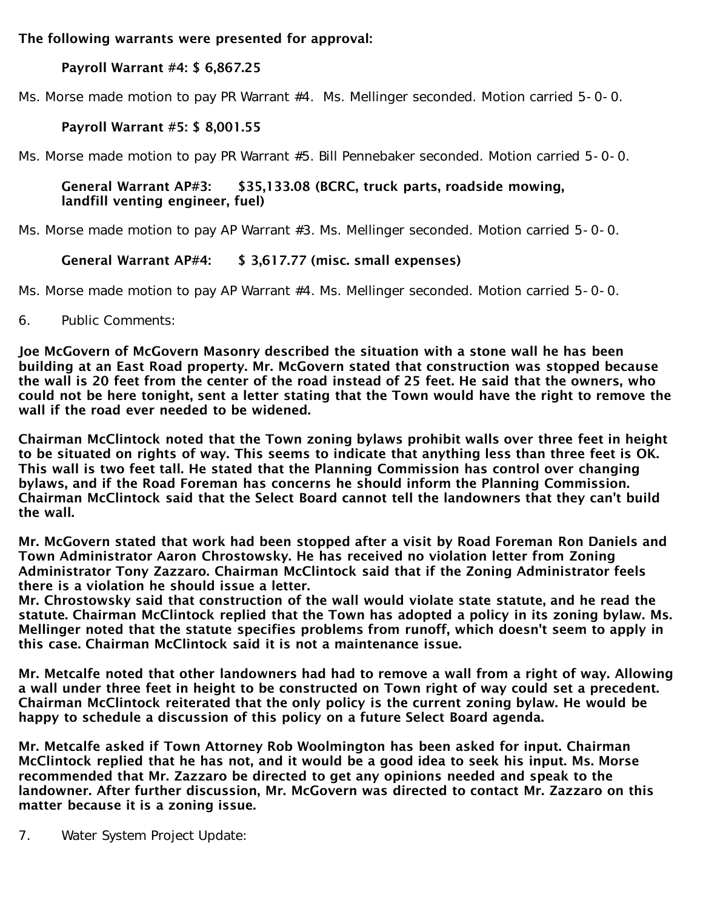**The following warrants were presented for approval:**

> **Payroll Warrant #4: $ 6,867.25**

Ms. Morse made motion to pay PR Warrant #4. Ms. Mellinger seconded. Motion carried 5-0-0.

> **Payroll Warrant #5: $ 8,001.55**

Ms. Morse made motion to pay PR Warrant #5. Bill Pennebaker seconded. Motion carried 5-0-0.

> **General Warrant AP#3: $35,133.08 (BCRC, truck parts, roadside mowing, landfill venting engineer, fuel)**

Ms. Morse made motion to pay AP Warrant #3. Ms. Mellinger seconded. Motion carried 5-0-0.

> **General Warrant AP#4: $ 3,617.77 (misc. small expenses)**

Ms. Morse made motion to pay AP Warrant #4. Ms. Mellinger seconded. Motion carried 5-0-0.

6. Public Comments:

**Joe McGovern of McGovern Masonry described the situation with a stone wall he has been building at an East Road property. Mr. McGovern stated that construction was stopped because the wall is 20 feet from the center of the road instead of 25 feet. He said that the owners, who could not be here tonight, sent a letter stating that the Town would have the right to remove the wall if the road ever needed to be widened.**

**Chairman McClintock noted that the Town zoning bylaws prohibit walls over three feet in height to be situated on rights of way. This seems to indicate that anything less than three feet is OK. This wall is two feet tall. He stated that the Planning Commission has control over changing bylaws, and if the Road Foreman has concerns he should inform the Planning Commission. Chairman McClintock said that the Select Board cannot tell the landowners that they can't build the wall.**

**Mr. McGovern stated that work had been stopped after a visit by Road Foreman Ron Daniels and Town Administrator Aaron Chrostowsky. He has received no violation letter from Zoning Administrator Tony Zazzaro. Chairman McClintock said that if the Zoning Administrator feels there is a violation he should issue a letter.**
**Mr. Chrostowsky said that construction of the wall would violate state statute, and he read the statute. Chairman McClintock replied that the Town has adopted a policy in its zoning bylaw. Ms. Mellinger noted that the statute specifies problems from runoff, which doesn't seem to apply in this case. Chairman McClintock said it is not a maintenance issue.**

**Mr. Metcalfe noted that other landowners had had to remove a wall from a right of way. Allowing a wall under three feet in height to be constructed on Town right of way could set a precedent. Chairman McClintock reiterated that the only policy is the current zoning bylaw. He would be happy to schedule a discussion of this policy on a future Select Board agenda.**

**Mr. Metcalfe asked if Town Attorney Rob Woolmington has been asked for input. Chairman McClintock replied that he has not, and it would be a good idea to seek his input. Ms. Morse recommended that Mr. Zazzaro be directed to get any opinions needed and speak to the landowner. After further discussion, Mr. McGovern was directed to contact Mr. Zazzaro on this matter because it is a zoning issue.**

7. Water System Project Update: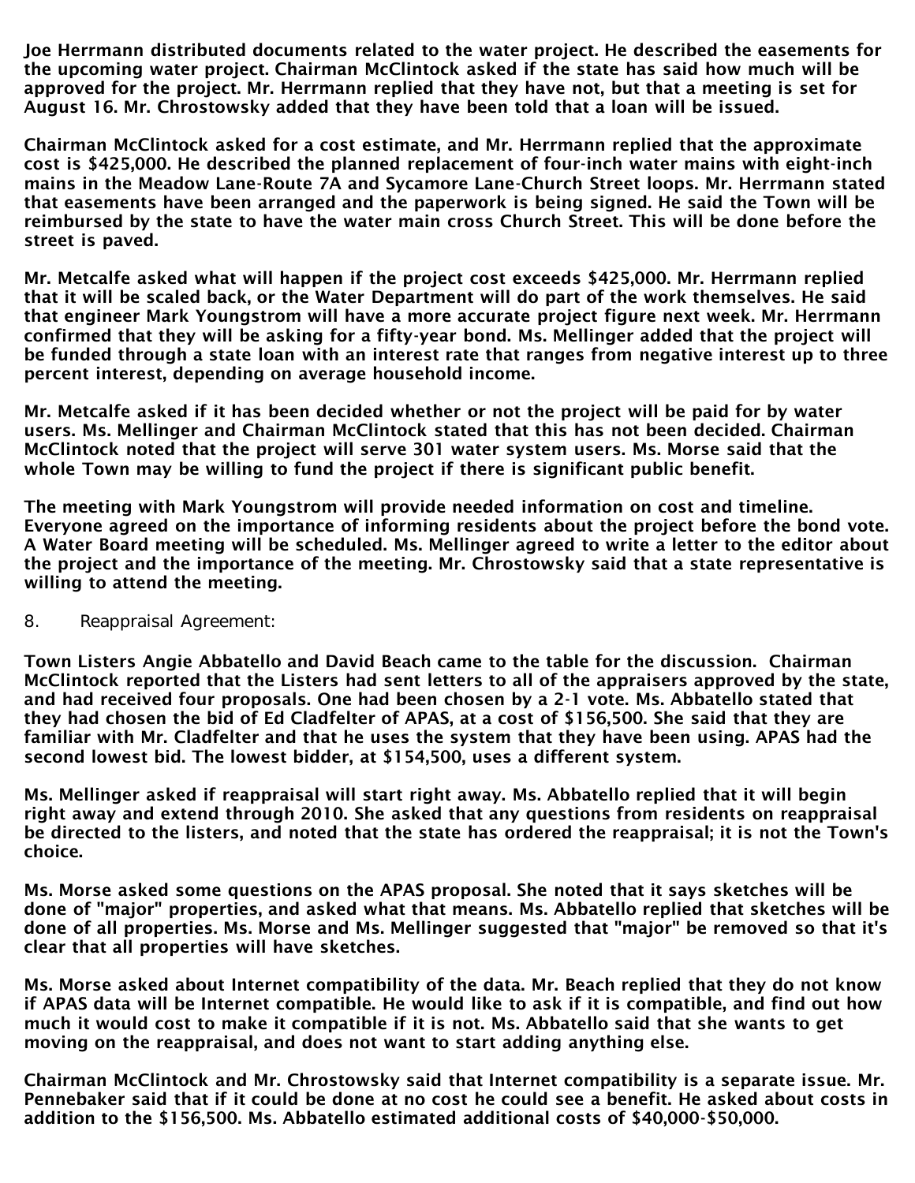**Joe Herrmann distributed documents related to the water project. He described the easements for the upcoming water project. Chairman McClintock asked if the state has said how much will be approved for the project. Mr. Herrmann replied that they have not, but that a meeting is set for August 16. Mr. Chrostowsky added that they have been told that a loan will be issued.**

**Chairman McClintock asked for a cost estimate, and Mr. Herrmann replied that the approximate cost is $425,000. He described the planned replacement of four-inch water mains with eight-inch mains in the Meadow Lane-Route 7A and Sycamore Lane-Church Street loops. Mr. Herrmann stated that easements have been arranged and the paperwork is being signed. He said the Town will be reimbursed by the state to have the water main cross Church Street. This will be done before the street is paved.**

**Mr. Metcalfe asked what will happen if the project cost exceeds $425,000. Mr. Herrmann replied that it will be scaled back, or the Water Department will do part of the work themselves. He said that engineer Mark Youngstrom will have a more accurate project figure next week. Mr. Herrmann confirmed that they will be asking for a fifty-year bond. Ms. Mellinger added that the project will be funded through a state loan with an interest rate that ranges from negative interest up to three percent interest, depending on average household income.**

**Mr. Metcalfe asked if it has been decided whether or not the project will be paid for by water users. Ms. Mellinger and Chairman McClintock stated that this has not been decided. Chairman McClintock noted that the project will serve 301 water system users. Ms. Morse said that the whole Town may be willing to fund the project if there is significant public benefit.**

**The meeting with Mark Youngstrom will provide needed information on cost and timeline. Everyone agreed on the importance of informing residents about the project before the bond vote. A Water Board meeting will be scheduled. Ms. Mellinger agreed to write a letter to the editor about the project and the importance of the meeting. Mr. Chrostowsky said that a state representative is willing to attend the meeting.**

8. Reappraisal Agreement:

**Town Listers Angie Abbatello and David Beach came to the table for the discussion. Chairman McClintock reported that the Listers had sent letters to all of the appraisers approved by the state, and had received four proposals. One had been chosen by a 2-1 vote. Ms. Abbatello stated that they had chosen the bid of Ed Cladfelter of APAS, at a cost of $156,500. She said that they are familiar with Mr. Cladfelter and that he uses the system that they have been using. APAS had the second lowest bid. The lowest bidder, at $154,500, uses a different system.**

**Ms. Mellinger asked if reappraisal will start right away. Ms. Abbatello replied that it will begin right away and extend through 2010. She asked that any questions from residents on reappraisal be directed to the listers, and noted that the state has ordered the reappraisal; it is not the Town's choice.**

**Ms. Morse asked some questions on the APAS proposal. She noted that it says sketches will be done of "major" properties, and asked what that means. Ms. Abbatello replied that sketches will be done of all properties. Ms. Morse and Ms. Mellinger suggested that "major" be removed so that it's clear that all properties will have sketches.**

**Ms. Morse asked about Internet compatibility of the data. Mr. Beach replied that they do not know if APAS data will be Internet compatible. He would like to ask if it is compatible, and find out how much it would cost to make it compatible if it is not. Ms. Abbatello said that she wants to get moving on the reappraisal, and does not want to start adding anything else.**

**Chairman McClintock and Mr. Chrostowsky said that Internet compatibility is a separate issue. Mr. Pennebaker said that if it could be done at no cost he could see a benefit. He asked about costs in addition to the $156,500. Ms. Abbatello estimated additional costs of $40,000-$50,000.**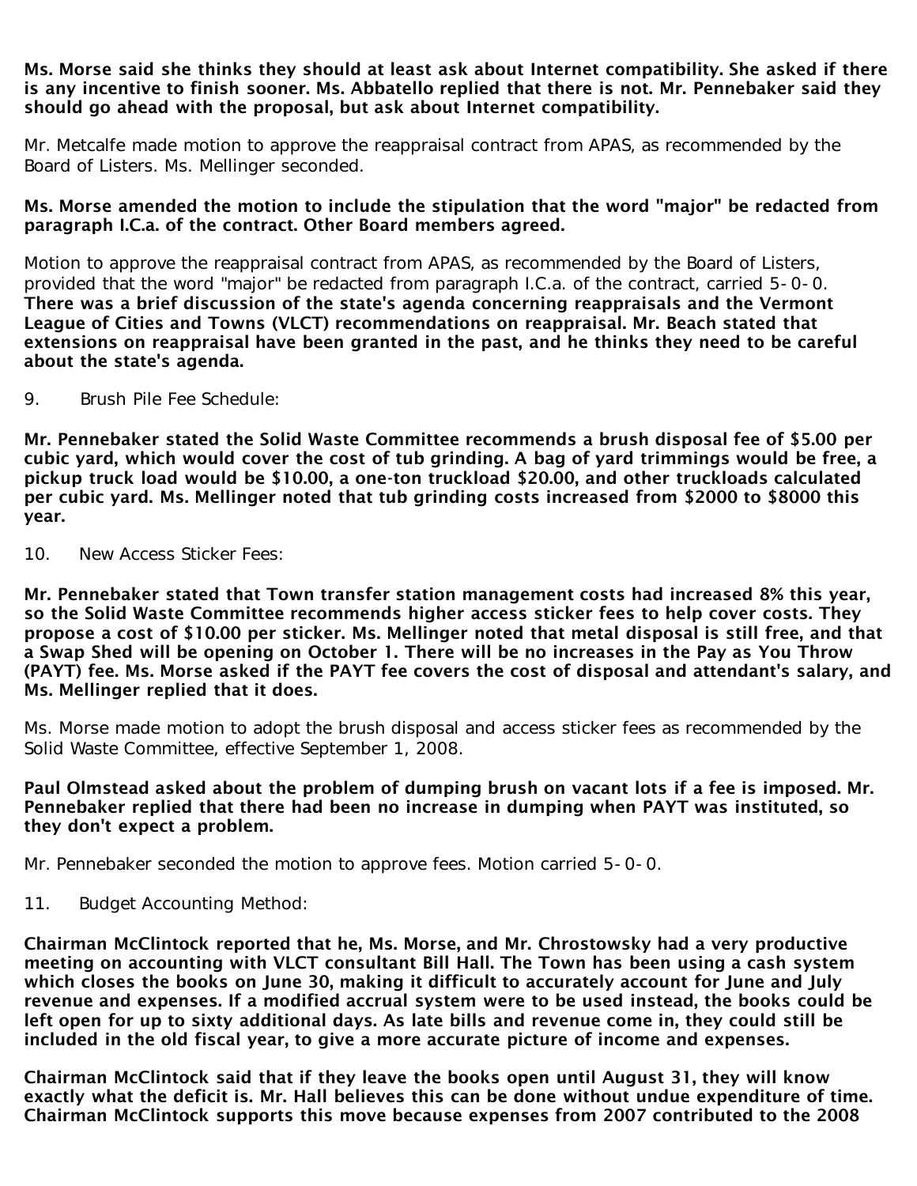**Ms. Morse said she thinks they should at least ask about Internet compatibility. She asked if there is any incentive to finish sooner. Ms. Abbatello replied that there is not. Mr. Pennebaker said they should go ahead with the proposal, but ask about Internet compatibility.**

Mr. Metcalfe made motion to approve the reappraisal contract from APAS, as recommended by the Board of Listers. Ms. Mellinger seconded.

**Ms. Morse amended the motion to include the stipulation that the word "major" be redacted from paragraph I.C.a. of the contract. Other Board members agreed.**

Motion to approve the reappraisal contract from APAS, as recommended by the Board of Listers, provided that the word "major" be redacted from paragraph I.C.a. of the contract, carried 5-0-0. **There was a brief discussion of the state's agenda concerning reappraisals and the Vermont League of Cities and Towns (VLCT) recommendations on reappraisal. Mr. Beach stated that extensions on reappraisal have been granted in the past, and he thinks they need to be careful about the state's agenda.**

9. Brush Pile Fee Schedule:

**Mr. Pennebaker stated the Solid Waste Committee recommends a brush disposal fee of $5.00 per cubic yard, which would cover the cost of tub grinding. A bag of yard trimmings would be free, a pickup truck load would be $10.00, a one-ton truckload $20.00, and other truckloads calculated per cubic yard. Ms. Mellinger noted that tub grinding costs increased from $2000 to $8000 this year.**

10. New Access Sticker Fees:

**Mr. Pennebaker stated that Town transfer station management costs had increased 8% this year, so the Solid Waste Committee recommends higher access sticker fees to help cover costs. They propose a cost of $10.00 per sticker. Ms. Mellinger noted that metal disposal is still free, and that a Swap Shed will be opening on October 1. There will be no increases in the Pay as You Throw (PAYT) fee. Ms. Morse asked if the PAYT fee covers the cost of disposal and attendant's salary, and Ms. Mellinger replied that it does.**

Ms. Morse made motion to adopt the brush disposal and access sticker fees as recommended by the Solid Waste Committee, effective September 1, 2008.

**Paul Olmstead asked about the problem of dumping brush on vacant lots if a fee is imposed. Mr. Pennebaker replied that there had been no increase in dumping when PAYT was instituted, so they don't expect a problem.**

Mr. Pennebaker seconded the motion to approve fees. Motion carried 5-0-0.

11. Budget Accounting Method:

**Chairman McClintock reported that he, Ms. Morse, and Mr. Chrostowsky had a very productive meeting on accounting with VLCT consultant Bill Hall. The Town has been using a cash system which closes the books on June 30, making it difficult to accurately account for June and July revenue and expenses. If a modified accrual system were to be used instead, the books could be left open for up to sixty additional days. As late bills and revenue come in, they could still be included in the old fiscal year, to give a more accurate picture of income and expenses.**

**Chairman McClintock said that if they leave the books open until August 31, they will know exactly what the deficit is. Mr. Hall believes this can be done without undue expenditure of time. Chairman McClintock supports this move because expenses from 2007 contributed to the 2008**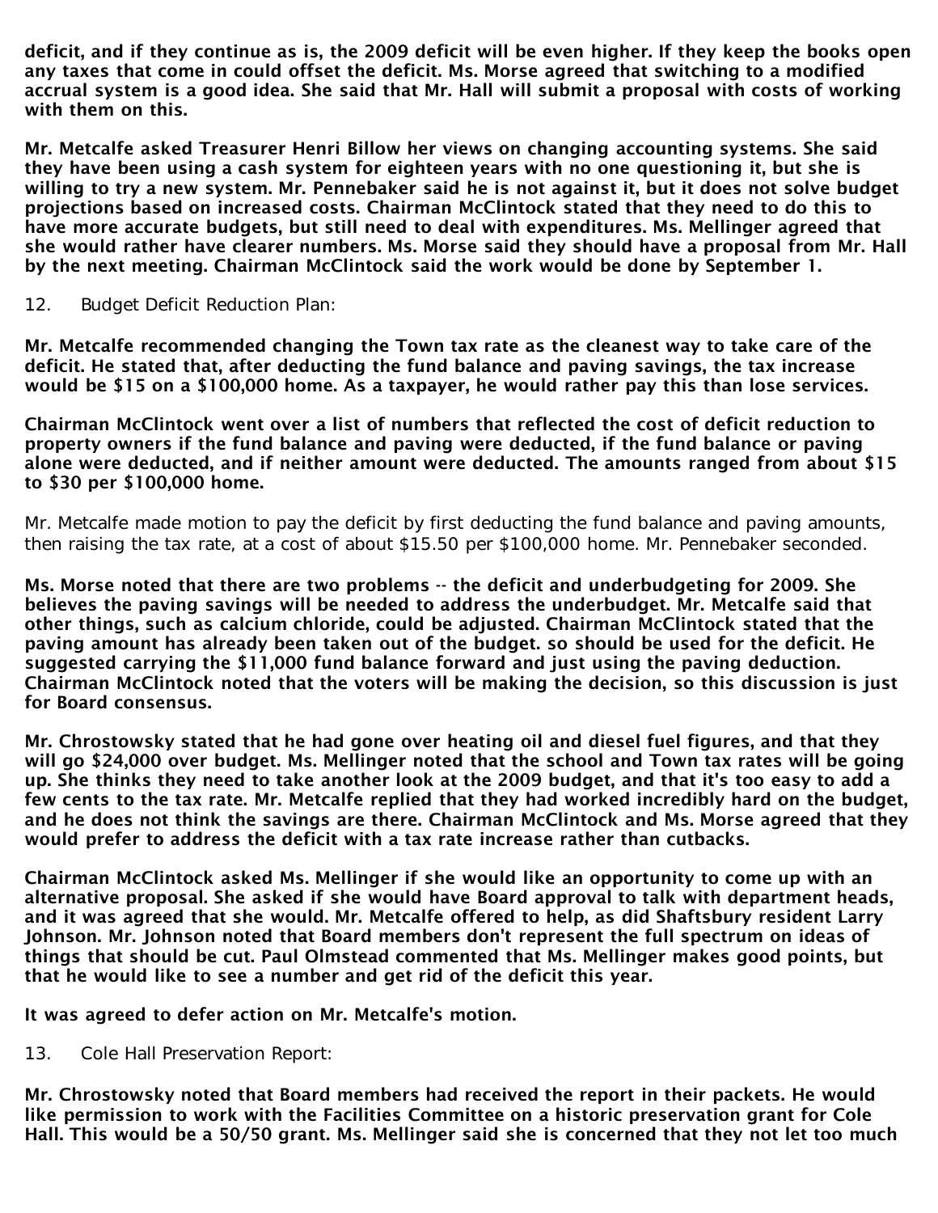**deficit, and if they continue as is, the 2009 deficit will be even higher. If they keep the books open any taxes that come in could offset the deficit. Ms. Morse agreed that switching to a modified accrual system is a good idea. She said that Mr. Hall will submit a proposal with costs of working with them on this.**

**Mr. Metcalfe asked Treasurer Henri Billow her views on changing accounting systems. She said they have been using a cash system for eighteen years with no one questioning it, but she is willing to try a new system. Mr. Pennebaker said he is not against it, but it does not solve budget projections based on increased costs. Chairman McClintock stated that they need to do this to have more accurate budgets, but still need to deal with expenditures. Ms. Mellinger agreed that she would rather have clearer numbers. Ms. Morse said they should have a proposal from Mr. Hall by the next meeting. Chairman McClintock said the work would be done by September 1.**

12. Budget Deficit Reduction Plan:

**Mr. Metcalfe recommended changing the Town tax rate as the cleanest way to take care of the deficit. He stated that, after deducting the fund balance and paving savings, the tax increase would be $15 on a $100,000 home. As a taxpayer, he would rather pay this than lose services.**

**Chairman McClintock went over a list of numbers that reflected the cost of deficit reduction to property owners if the fund balance and paving were deducted, if the fund balance or paving alone were deducted, and if neither amount were deducted. The amounts ranged from about $15 to $30 per $100,000 home.**

Mr. Metcalfe made motion to pay the deficit by first deducting the fund balance and paving amounts, then raising the tax rate, at a cost of about $15.50 per $100,000 home. Mr. Pennebaker seconded.

**Ms. Morse noted that there are two problems -- the deficit and underbudgeting for 2009. She believes the paving savings will be needed to address the underbudget. Mr. Metcalfe said that other things, such as calcium chloride, could be adjusted. Chairman McClintock stated that the paving amount has already been taken out of the budget. so should be used for the deficit. He suggested carrying the $11,000 fund balance forward and just using the paving deduction. Chairman McClintock noted that the voters will be making the decision, so this discussion is just for Board consensus.**

**Mr. Chrostowsky stated that he had gone over heating oil and diesel fuel figures, and that they will go $24,000 over budget. Ms. Mellinger noted that the school and Town tax rates will be going up. She thinks they need to take another look at the 2009 budget, and that it's too easy to add a few cents to the tax rate. Mr. Metcalfe replied that they had worked incredibly hard on the budget, and he does not think the savings are there. Chairman McClintock and Ms. Morse agreed that they would prefer to address the deficit with a tax rate increase rather than cutbacks.**

**Chairman McClintock asked Ms. Mellinger if she would like an opportunity to come up with an alternative proposal. She asked if she would have Board approval to talk with department heads, and it was agreed that she would. Mr. Metcalfe offered to help, as did Shaftsbury resident Larry Johnson. Mr. Johnson noted that Board members don't represent the full spectrum on ideas of things that should be cut. Paul Olmstead commented that Ms. Mellinger makes good points, but that he would like to see a number and get rid of the deficit this year.**

**It was agreed to defer action on Mr. Metcalfe's motion.**

13. Cole Hall Preservation Report:

**Mr. Chrostowsky noted that Board members had received the report in their packets. He would like permission to work with the Facilities Committee on a historic preservation grant for Cole Hall. This would be a 50/50 grant. Ms. Mellinger said she is concerned that they not let too much**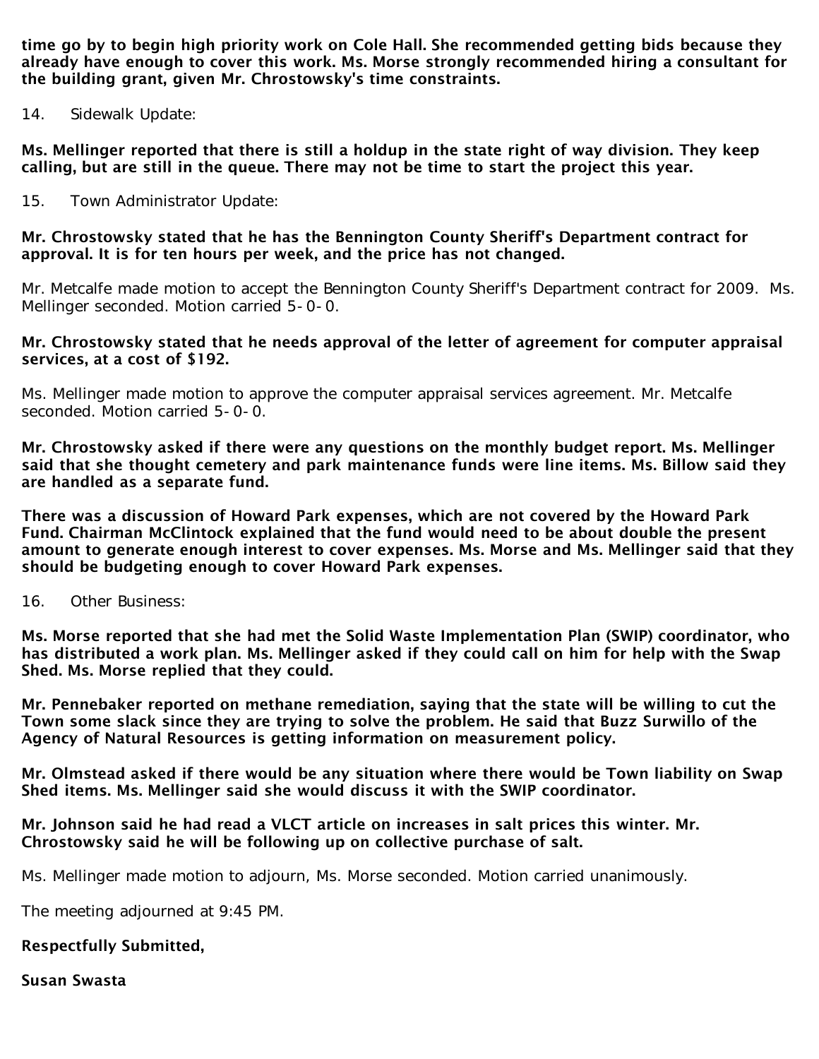**time go by to begin high priority work on Cole Hall. She recommended getting bids because they already have enough to cover this work. Ms. Morse strongly recommended hiring a consultant for the building grant, given Mr. Chrostowsky's time constraints.**

14. Sidewalk Update:

**Ms. Mellinger reported that there is still a holdup in the state right of way division. They keep calling, but are still in the queue. There may not be time to start the project this year.**

15. Town Administrator Update:

**Mr. Chrostowsky stated that he has the Bennington County Sheriff's Department contract for approval. It is for ten hours per week, and the price has not changed.**

Mr. Metcalfe made motion to accept the Bennington County Sheriff's Department contract for 2009. Ms. Mellinger seconded. Motion carried 5-0-0.

**Mr. Chrostowsky stated that he needs approval of the letter of agreement for computer appraisal services, at a cost of $192.**

Ms. Mellinger made motion to approve the computer appraisal services agreement. Mr. Metcalfe seconded. Motion carried 5-0-0.

**Mr. Chrostowsky asked if there were any questions on the monthly budget report. Ms. Mellinger said that she thought cemetery and park maintenance funds were line items. Ms. Billow said they are handled as a separate fund.**

**There was a discussion of Howard Park expenses, which are not covered by the Howard Park Fund. Chairman McClintock explained that the fund would need to be about double the present amount to generate enough interest to cover expenses. Ms. Morse and Ms. Mellinger said that they should be budgeting enough to cover Howard Park expenses.**

16. Other Business:

**Ms. Morse reported that she had met the Solid Waste Implementation Plan (SWIP) coordinator, who has distributed a work plan. Ms. Mellinger asked if they could call on him for help with the Swap Shed. Ms. Morse replied that they could.**

**Mr. Pennebaker reported on methane remediation, saying that the state will be willing to cut the Town some slack since they are trying to solve the problem. He said that Buzz Surwillo of the Agency of Natural Resources is getting information on measurement policy.**

**Mr. Olmstead asked if there would be any situation where there would be Town liability on Swap Shed items. Ms. Mellinger said she would discuss it with the SWIP coordinator.**

**Mr. Johnson said he had read a VLCT article on increases in salt prices this winter. Mr. Chrostowsky said he will be following up on collective purchase of salt.**

Ms. Mellinger made motion to adjourn, Ms. Morse seconded. Motion carried unanimously.

The meeting adjourned at 9:45 PM.

**Respectfully Submitted,**

**Susan Swasta**